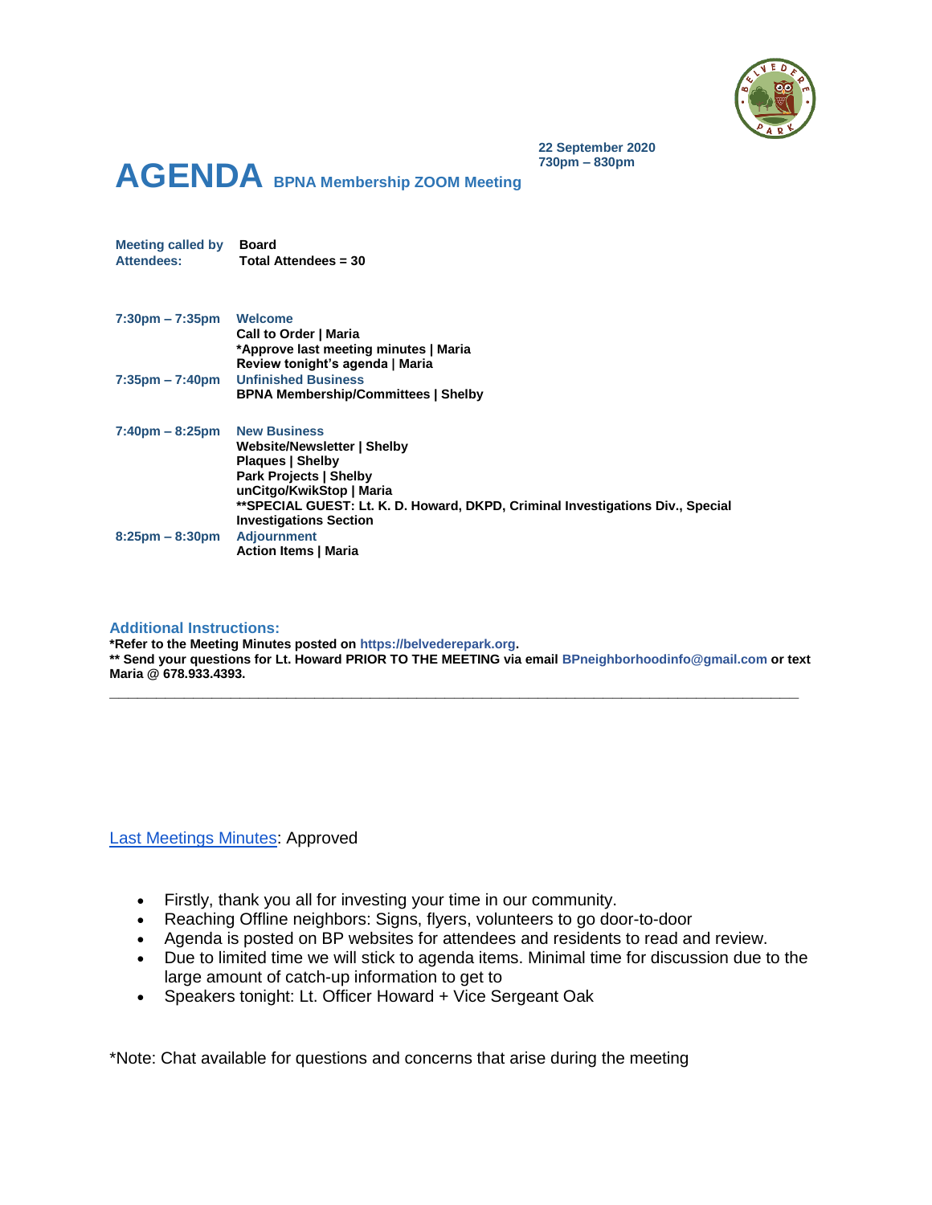22 September 2020
730pm – 830pm

# AGENDA BPNA Membership ZOOM Meeting

| | |
|---|---|
| **Meeting called by** | **Board** |
| **Attendees:** | **Total Attendees = 30** |

| | |
|---|---|
| **7:30pm – 7:35pm** | **Welcome** |
| | **Call to Order \| Maria** |
| | ***Approve last meeting minutes \| Maria** |
| | **Review tonight's agenda \| Maria** |
| **7:35pm – 7:40pm** | **Unfinished Business** |
| | **BPNA Membership/Committees \| Shelby** |
| **7:40pm – 8:25pm** | **New Business** |
| | **Website/Newsletter \| Shelby** |
| | **Plaques \| Shelby** |
| | **Park Projects \| Shelby** |
| | **unCitgo/KwikStop \| Maria** |
| | ****SPECIAL GUEST: Lt. K. D. Howard, DKPD, Criminal Investigations Div., Special Investigations Section** |
| **8:25pm – 8:30pm** | **Adjournment** |
| | **Action Items \| Maria** |

### Additional Instructions:

**\*Refer to the Meeting Minutes posted on https://belvederepark.org.**
**\*\* Send your questions for Lt. Howard PRIOR TO THE MEETING via email BPneighborhoodinfo@gmail.com or text Maria @ 678.933.4393.**

---

Last Meetings Minutes: Approved

- Firstly, thank you all for investing your time in our community.
- Reaching Offline neighbors: Signs, flyers, volunteers to go door-to-door
- Agenda is posted on BP websites for attendees and residents to read and review.
- Due to limited time we will stick to agenda items. Minimal time for discussion due to the large amount of catch-up information to get to
- Speakers tonight: Lt. Officer Howard + Vice Sergeant Oak

*Note: Chat available for questions and concerns that arise during the meeting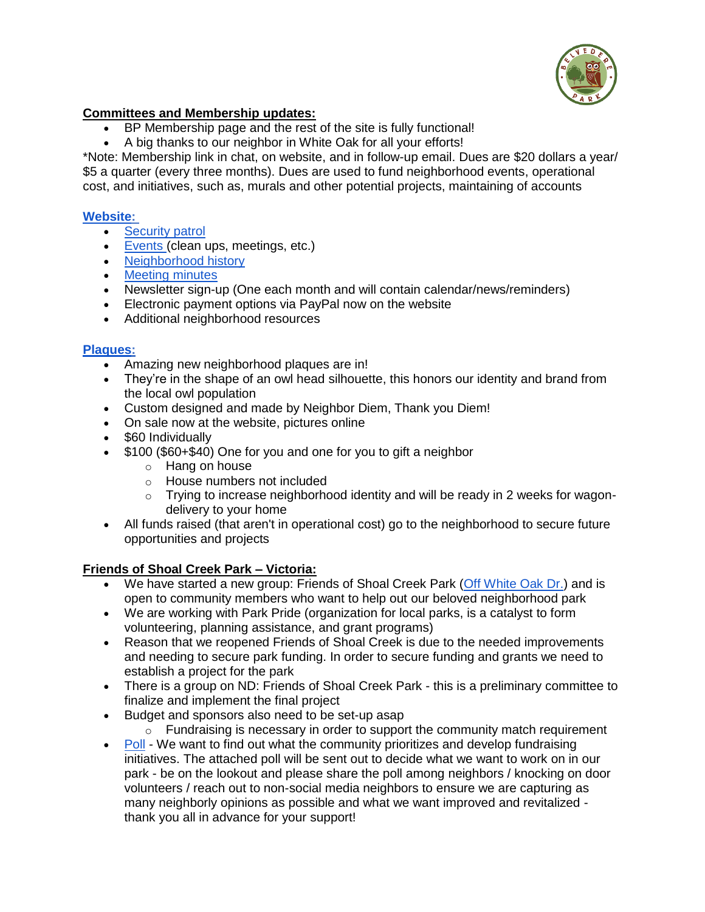**Committees and Membership updates:**

- BP Membership page and the rest of the site is fully functional!
- A big thanks to our neighbor in White Oak for all your efforts!

*Note: Membership link in chat, on website, and in follow-up email. Dues are $20 dollars a year/ $5 a quarter (every three months). Dues are used to fund neighborhood events, operational cost, and initiatives, such as, murals and other potential projects, maintaining of accounts

**Website:**

- Security patrol
- Events (clean ups, meetings, etc.)
- Neighborhood history
- Meeting minutes
- Newsletter sign-up (One each month and will contain calendar/news/reminders)
- Electronic payment options via PayPal now on the website
- Additional neighborhood resources

**Plaques:**

- Amazing new neighborhood plaques are in!
- They're in the shape of an owl head silhouette, this honors our identity and brand from the local owl population
- Custom designed and made by Neighbor Diem, Thank you Diem!
- On sale now at the website, pictures online
- $60 Individually
- $100 ($60+$40) One for you and one for you to gift a neighbor
  - Hang on house
  - House numbers not included
  - Trying to increase neighborhood identity and will be ready in 2 weeks for wagon-delivery to your home
- All funds raised (that aren't in operational cost) go to the neighborhood to secure future opportunities and projects

**Friends of Shoal Creek Park – Victoria:**

- We have started a new group: Friends of Shoal Creek Park (Off White Oak Dr.) and is open to community members who want to help out our beloved neighborhood park
- We are working with Park Pride (organization for local parks, is a catalyst to form volunteering, planning assistance, and grant programs)
- Reason that we reopened Friends of Shoal Creek is due to the needed improvements and needing to secure park funding. In order to secure funding and grants we need to establish a project for the park
- There is a group on ND: Friends of Shoal Creek Park - this is a preliminary committee to finalize and implement the final project
- Budget and sponsors also need to be set-up asap
  - Fundraising is necessary in order to support the community match requirement
- Poll - We want to find out what the community prioritizes and develop fundraising initiatives. The attached poll will be sent out to decide what we want to work on in our park - be on the lookout and please share the poll among neighbors / knocking on door volunteers / reach out to non-social media neighbors to ensure we are capturing as many neighborly opinions as possible and what we want improved and revitalized - thank you all in advance for your support!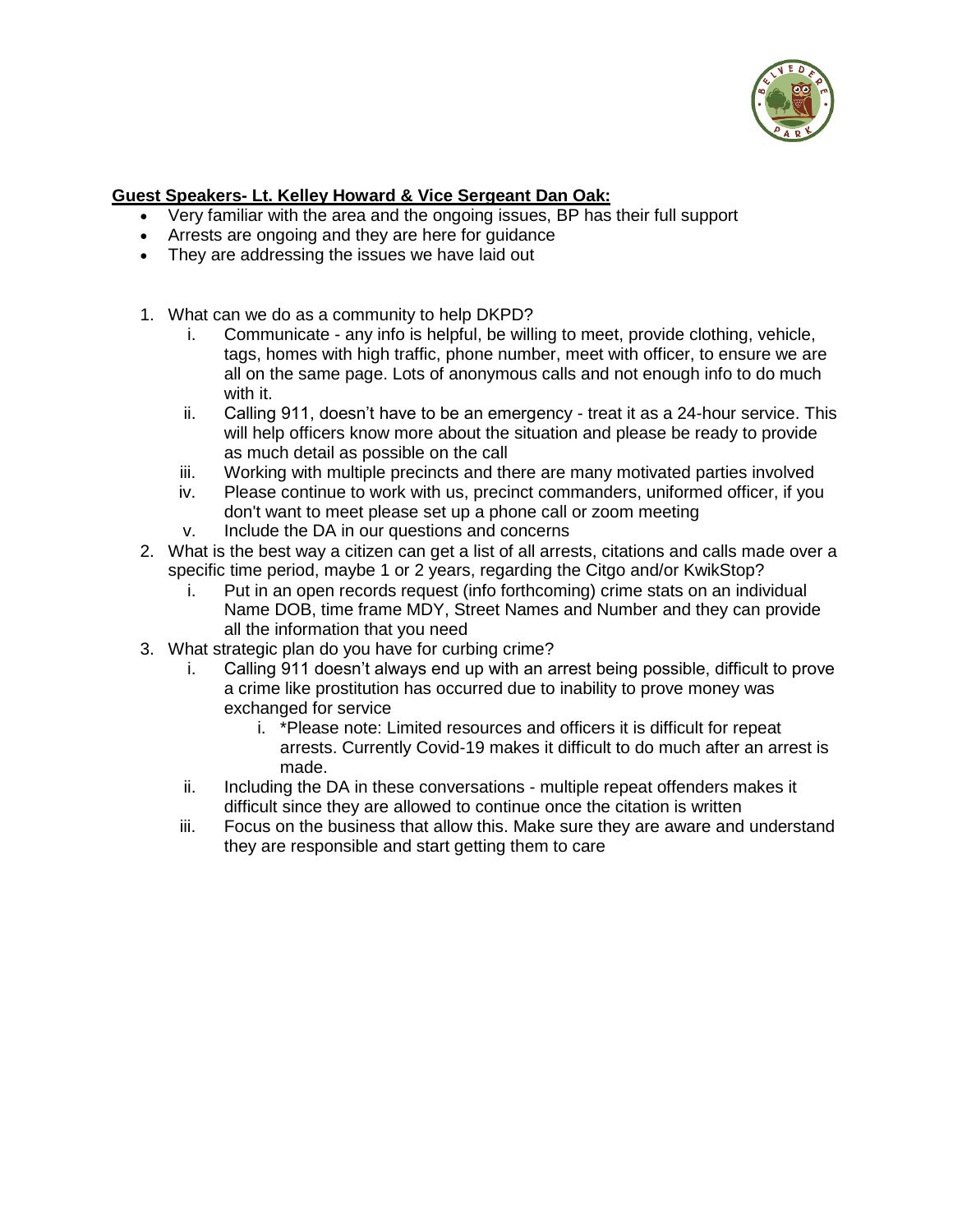**Guest Speakers- Lt. Kelley Howard & Vice Sergeant Dan Oak:**

- Very familiar with the area and the ongoing issues, BP has their full support
- Arrests are ongoing and they are here for guidance
- They are addressing the issues we have laid out

1. What can we do as a community to help DKPD?
   i. Communicate - any info is helpful, be willing to meet, provide clothing, vehicle, tags, homes with high traffic, phone number, meet with officer, to ensure we are all on the same page. Lots of anonymous calls and not enough info to do much with it.
   ii. Calling 911, doesn't have to be an emergency - treat it as a 24-hour service. This will help officers know more about the situation and please be ready to provide as much detail as possible on the call
   iii. Working with multiple precincts and there are many motivated parties involved
   iv. Please continue to work with us, precinct commanders, uniformed officer, if you don't want to meet please set up a phone call or zoom meeting
   v. Include the DA in our questions and concerns
2. What is the best way a citizen can get a list of all arrests, citations and calls made over a specific time period, maybe 1 or 2 years, regarding the Citgo and/or KwikStop?
   i. Put in an open records request (info forthcoming) crime stats on an individual Name DOB, time frame MDY, Street Names and Number and they can provide all the information that you need
3. What strategic plan do you have for curbing crime?
   i. Calling 911 doesn't always end up with an arrest being possible, difficult to prove a crime like prostitution has occurred due to inability to prove money was exchanged for service
      i. *Please note: Limited resources and officers it is difficult for repeat arrests. Currently Covid-19 makes it difficult to do much after an arrest is made.
   ii. Including the DA in these conversations - multiple repeat offenders makes it difficult since they are allowed to continue once the citation is written
   iii. Focus on the business that allow this. Make sure they are aware and understand they are responsible and start getting them to care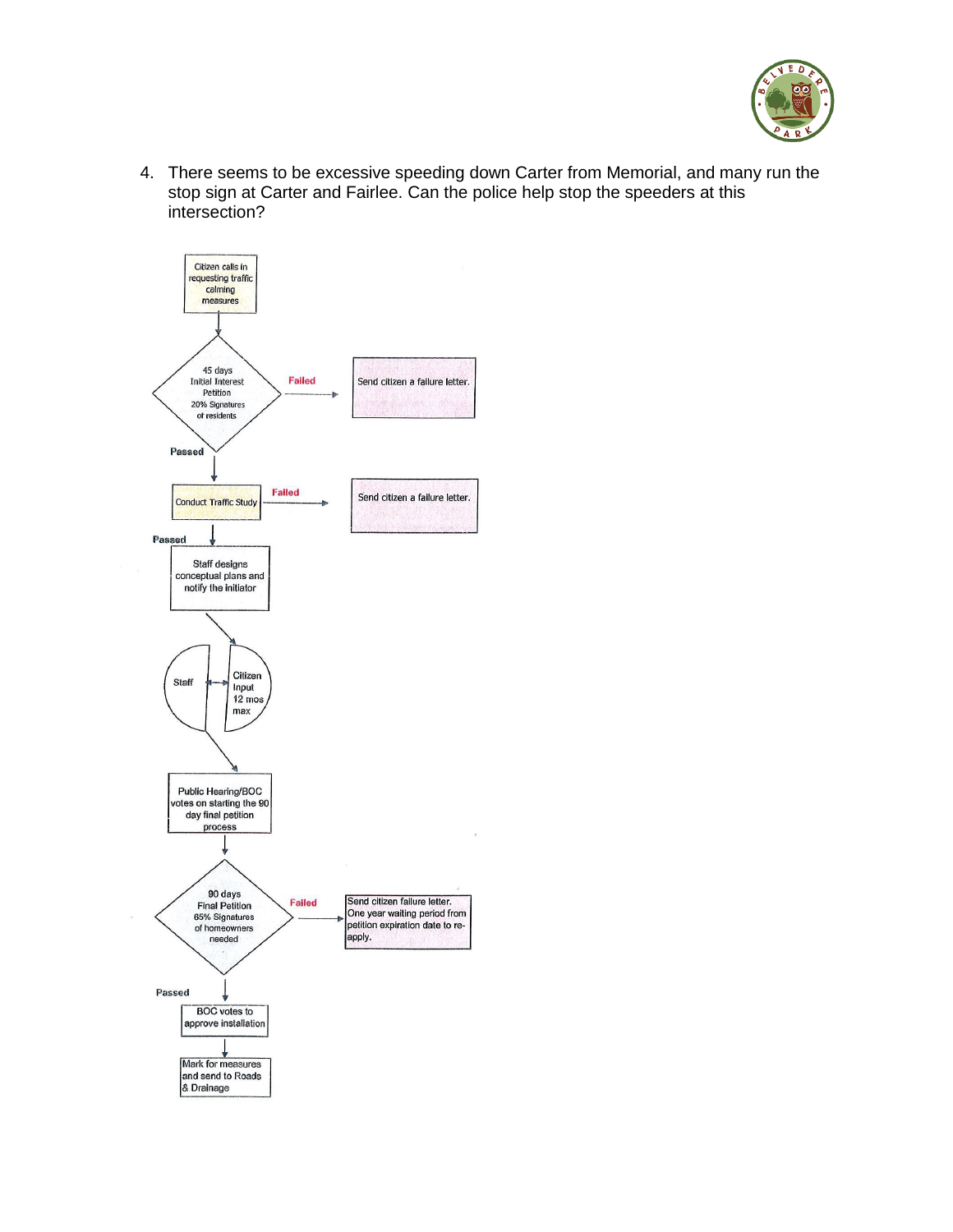4. There seems to be excessive speeding down Carter from Memorial, and many run the stop sign at Carter and Fairlee. Can the police help stop the speeders at this intersection?

Citizen calls in requesting traffic calming measures

45 days Initial Interest Petition 20% Signatures of residents

Failed

Send citizen a failure letter.

Passed

Conduct Traffic Study

Failed

Send citizen a failure letter.

Passed

Staff designs conceptual plans and notify the initiator

Staff

Citizen Input 12 mos max

Public Hearing/BOC votes on starting the 90 day final petition process

90 days Final Petition 65% Signatures of homeowners needed

Failed

Send citizen failure letter. One year waiting period from petition expiration date to re-apply.

Passed

BOC votes to approve installation

Mark for measures and send to Roads & Drainage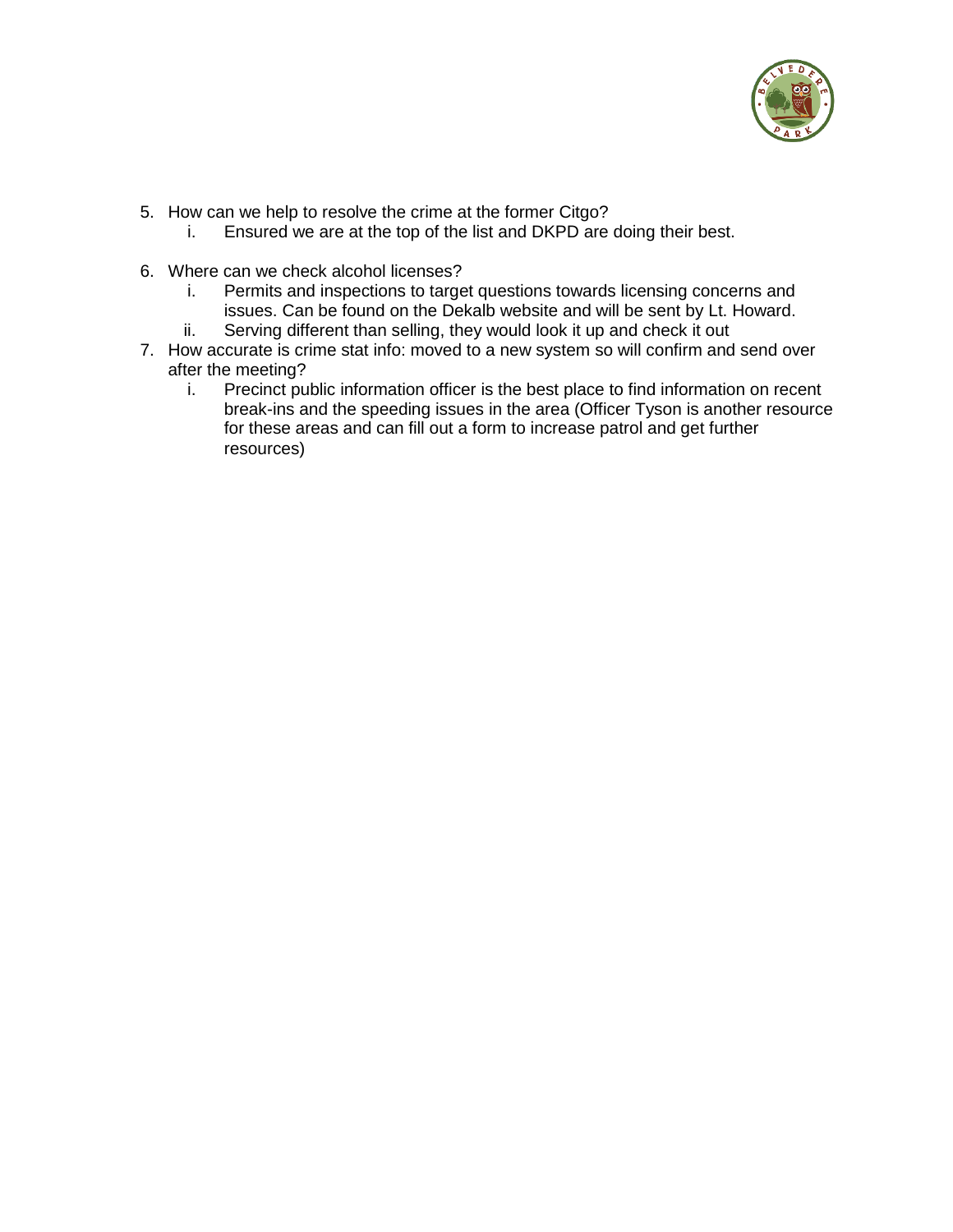5. How can we help to resolve the crime at the former Citgo?
    i. Ensured we are at the top of the list and DKPD are doing their best.

6. Where can we check alcohol licenses?
    i. Permits and inspections to target questions towards licensing concerns and issues. Can be found on the Dekalb website and will be sent by Lt. Howard.
    ii. Serving different than selling, they would look it up and check it out
7. How accurate is crime stat info: moved to a new system so will confirm and send over after the meeting?
    i. Precinct public information officer is the best place to find information on recent break-ins and the speeding issues in the area (Officer Tyson is another resource for these areas and can fill out a form to increase patrol and get further resources)